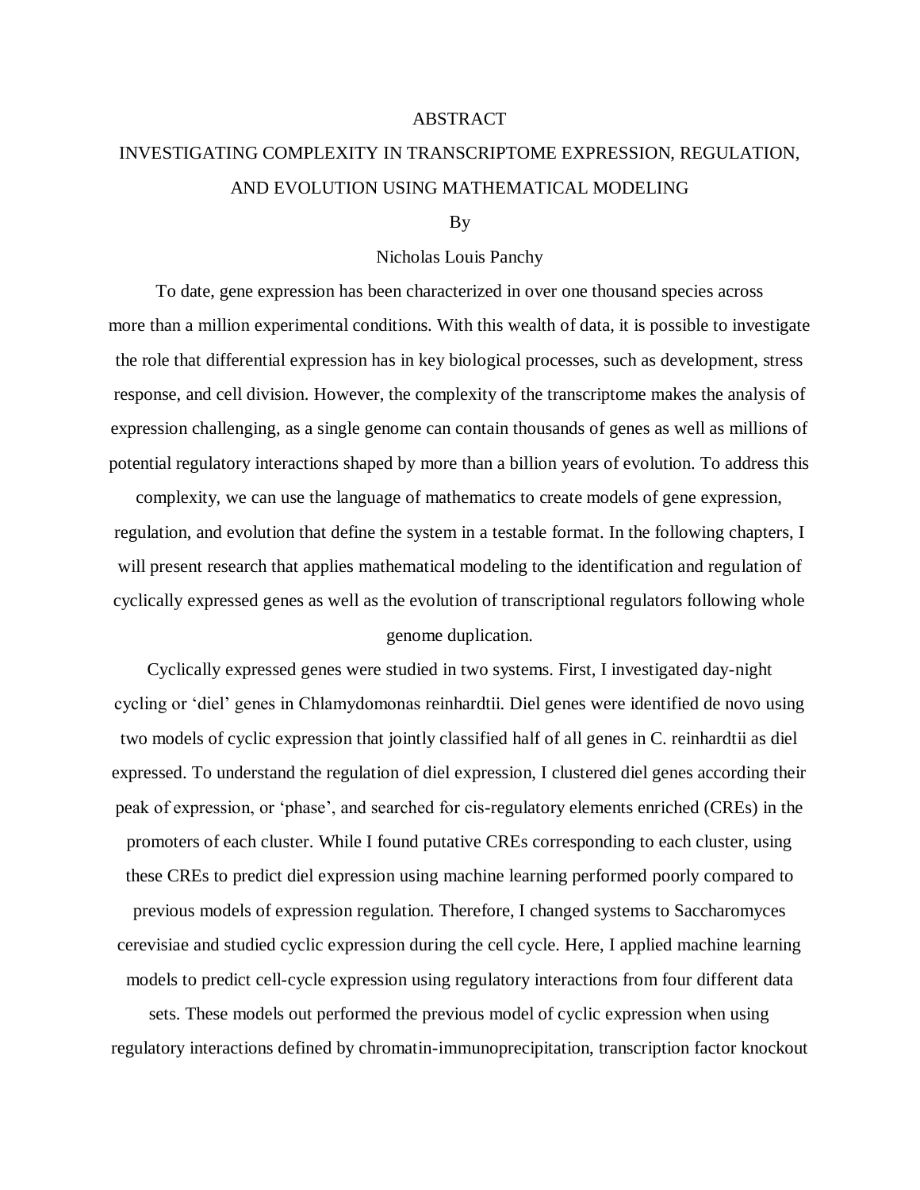# ABSTRACT

## INVESTIGATING COMPLEXITY IN TRANSCRIPTOME EXPRESSION, REGULATION, AND EVOLUTION USING MATHEMATICAL MODELING

By

Nicholas Louis Panchy

To date, gene expression has been characterized in over one thousand species across more than a million experimental conditions. With this wealth of data, it is possible to investigate the role that differential expression has in key biological processes, such as development, stress response, and cell division. However, the complexity of the transcriptome makes the analysis of expression challenging, as a single genome can contain thousands of genes as well as millions of potential regulatory interactions shaped by more than a billion years of evolution. To address this complexity, we can use the language of mathematics to create models of gene expression, regulation, and evolution that define the system in a testable format. In the following chapters, I will present research that applies mathematical modeling to the identification and regulation of cyclically expressed genes as well as the evolution of transcriptional regulators following whole genome duplication.

Cyclically expressed genes were studied in two systems. First, I investigated day-night cycling or 'diel' genes in Chlamydomonas reinhardtii. Diel genes were identified de novo using two models of cyclic expression that jointly classified half of all genes in C. reinhardtii as diel expressed. To understand the regulation of diel expression, I clustered diel genes according their peak of expression, or 'phase', and searched for cis-regulatory elements enriched (CREs) in the promoters of each cluster. While I found putative CREs corresponding to each cluster, using these CREs to predict diel expression using machine learning performed poorly compared to previous models of expression regulation. Therefore, I changed systems to Saccharomyces cerevisiae and studied cyclic expression during the cell cycle. Here, I applied machine learning models to predict cell-cycle expression using regulatory interactions from four different data sets. These models out performed the previous model of cyclic expression when using regulatory interactions defined by chromatin-immunoprecipitation, transcription factor knockout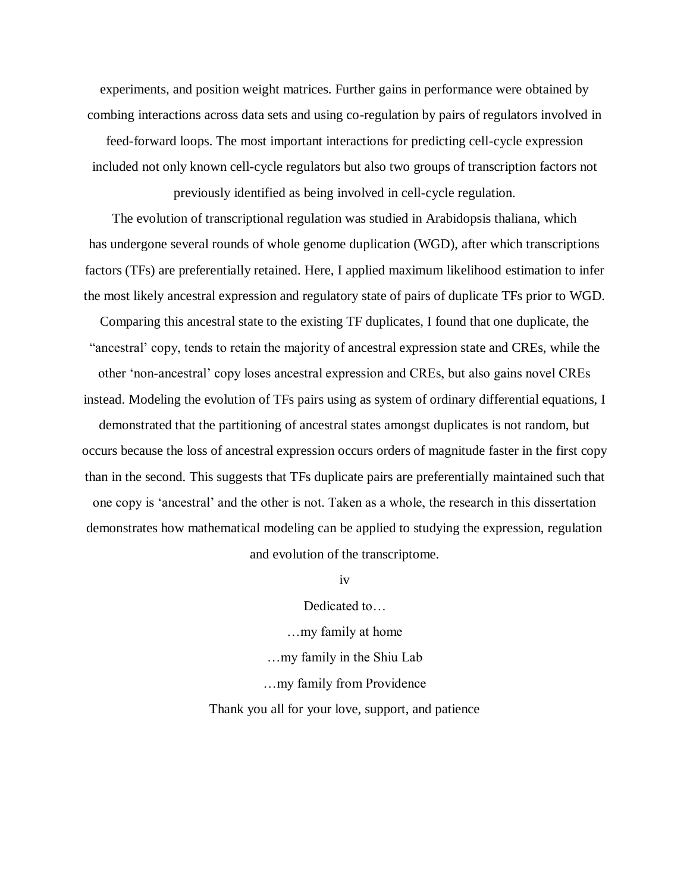experiments, and position weight matrices. Further gains in performance were obtained by combing interactions across data sets and using co-regulation by pairs of regulators involved in feed-forward loops. The most important interactions for predicting cell-cycle expression included not only known cell-cycle regulators but also two groups of transcription factors not previously identified as being involved in cell-cycle regulation.

The evolution of transcriptional regulation was studied in Arabidopsis thaliana, which has undergone several rounds of whole genome duplication (WGD), after which transcriptions factors (TFs) are preferentially retained. Here, I applied maximum likelihood estimation to infer the most likely ancestral expression and regulatory state of pairs of duplicate TFs prior to WGD. Comparing this ancestral state to the existing TF duplicates, I found that one duplicate, the "ancestral' copy, tends to retain the majority of ancestral expression state and CREs, while the other 'non-ancestral' copy loses ancestral expression and CREs, but also gains novel CREs instead. Modeling the evolution of TFs pairs using as system of ordinary differential equations, I demonstrated that the partitioning of ancestral states amongst duplicates is not random, but occurs because the loss of ancestral expression occurs orders of magnitude faster in the first copy than in the second. This suggests that TFs duplicate pairs are preferentially maintained such that one copy is 'ancestral' and the other is not. Taken as a whole, the research in this dissertation demonstrates how mathematical modeling can be applied to studying the expression, regulation and evolution of the transcriptome.

Dedicated to…

…my family at home

…my family in the Shiu Lab

…my family from Providence

Thank you all for your love, support, and patience